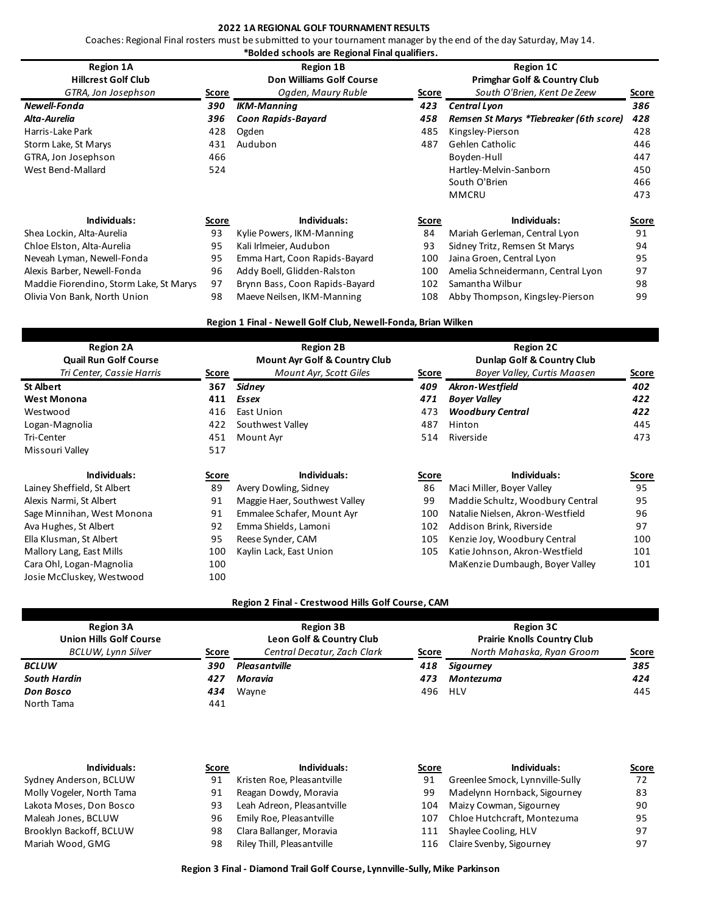## 2022 1A REGIONAL GOLF TOURNAMENT RESULTS

Coaches: Regional Final rosters must be submitted to your tournament manager by the end of the day Saturday, May 14.

**\*Bolded schools are Regional Final qualifiers.**

| Region 1A | | Region 1B | | Region 1C | |
|---|---|---|---|---|---|
| Hillcrest Golf Club | | Don Williams Golf Course | | Primghar Golf & Country Club | |
| *GTRA, Jon Josephson* | Score | *Ogden, Maury Ruble* | Score | *South O'Brien, Kent De Zeew* | Score |
| ***Newell-Fonda*** | ***390*** | ***IKM-Manning*** | ***423*** | ***Central Lyon*** | ***386*** |
| ***Alta-Aurelia*** | ***396*** | ***Coon Rapids-Bayard*** | ***458*** | ***Remsen St Marys \*Tiebreaker (6th score)*** | ***428*** |
| Harris-Lake Park | 428 | Ogden | 485 | Kingsley-Pierson | 428 |
| Storm Lake, St Marys | 431 | Audubon | 487 | Gehlen Catholic | 446 |
| GTRA, Jon Josephson | 466 | | | Boyden-Hull | 447 |
| West Bend-Mallard | 524 | | | Hartley-Melvin-Sanborn | 450 |
| | | | | South O'Brien | 466 |
| | | | | MMCRU | 473 |
| **Individuals:** | **Score** | **Individuals:** | **Score** | **Individuals:** | **Score** |
| Shea Lockin, Alta-Aurelia | 93 | Kylie Powers, IKM-Manning | 84 | Mariah Gerleman, Central Lyon | 91 |
| Chloe Elston, Alta-Aurelia | 95 | Kali Irlmeier, Audubon | 93 | Sidney Tritz, Remsen St Marys | 94 |
| Neveah Lyman, Newell-Fonda | 95 | Emma Hart, Coon Rapids-Bayard | 100 | Jaina Groen, Central Lyon | 95 |
| Alexis Barber, Newell-Fonda | 96 | Addy Boell, Glidden-Ralston | 100 | Amelia Schneidermann, Central Lyon | 97 |
| Maddie Fiorendino, Storm Lake, St Marys | 97 | Brynn Bass, Coon Rapids-Bayard | 102 | Samantha Wilbur | 98 |
| Olivia Von Bank, North Union | 98 | Maeve Neilsen, IKM-Manning | 108 | Abby Thompson, Kingsley-Pierson | 99 |

**Region 1 Final - Newell Golf Club, Newell-Fonda, Brian Wilken**

| Region 2A | | Region 2B | | Region 2C | |
|---|---|---|---|---|---|
| Quail Run Golf Course | | Mount Ayr Golf & Country Club | | Dunlap Golf & Country Club | |
| *Tri Center, Cassie Harris* | Score | *Mount Ayr, Scott Giles* | Score | *Boyer Valley, Curtis Maasen* | Score |
| **St Albert** | **367** | ***Sidney*** | ***409*** | ***Akron-Westfield*** | ***402*** |
| **West Monona** | **411** | ***Essex*** | ***471*** | ***Boyer Valley*** | ***422*** |
| Westwood | 416 | East Union | 473 | ***Woodbury Central*** | ***422*** |
| Logan-Magnolia | 422 | Southwest Valley | 487 | Hinton | 445 |
| Tri-Center | 451 | Mount Ayr | 514 | Riverside | 473 |
| Missouri Valley | 517 | | | | |
| **Individuals:** | **Score** | **Individuals:** | **Score** | **Individuals:** | **Score** |
| Lainey Sheffield, St Albert | 89 | Avery Dowling, Sidney | 86 | Maci Miller, Boyer Valley | 95 |
| Alexis Narmi, St Albert | 91 | Maggie Haer, Southwest Valley | 99 | Maddie Schultz, Woodbury Central | 95 |
| Sage Minnihan, West Monona | 91 | Emmalee Schafer, Mount Ayr | 100 | Natalie Nielsen, Akron-Westfield | 96 |
| Ava Hughes, St Albert | 92 | Emma Shields, Lamoni | 102 | Addison Brink, Riverside | 97 |
| Ella Klusman, St Albert | 95 | Reese Synder, CAM | 105 | Kenzie Joy, Woodbury Central | 100 |
| Mallory Lang, East Mills | 100 | Kaylin Lack, East Union | 105 | Katie Johnson, Akron-Westfield | 101 |
| Cara Ohl, Logan-Magnolia | 100 | | | MaKenzie Dumbaugh, Boyer Valley | 101 |
| Josie McCluskey, Westwood | 100 | | | | |

**Region 2 Final - Crestwood Hills Golf Course, CAM**

| Region 3A | | Region 3B | | Region 3C | |
|---|---|---|---|---|---|
| Union Hills Golf Course | | Leon Golf & Country Club | | Prairie Knolls Country Club | |
| *BCLUW, Lynn Silver* | Score | *Central Decatur, Zach Clark* | Score | *North Mahaska, Ryan Groom* | Score |
| ***BCLUW*** | ***390*** | ***Pleasantville*** | ***418*** | ***Sigourney*** | ***385*** |
| ***South Hardin*** | ***427*** | ***Moravia*** | ***473*** | ***Montezuma*** | ***424*** |
| ***Don Bosco*** | ***434*** | Wayne | 496 | HLV | 445 |
| North Tama | 441 | | | | |
| **Individuals:** | **Score** | **Individuals:** | **Score** | **Individuals:** | **Score** |
| Sydney Anderson, BCLUW | 91 | Kristen Roe, Pleasantville | 91 | Greenlee Smock, Lynnville-Sully | 72 |
| Molly Vogeler, North Tama | 91 | Reagan Dowdy, Moravia | 99 | Madelynn Hornback, Sigourney | 83 |
| Lakota Moses, Don Bosco | 93 | Leah Adreon, Pleasantville | 104 | Maizy Cowman, Sigourney | 90 |
| Maleah Jones, BCLUW | 96 | Emily Roe, Pleasantville | 107 | Chloe Hutchcraft, Montezuma | 95 |
| Brooklyn Backoff, BCLUW | 98 | Clara Ballanger, Moravia | 111 | Shaylee Cooling, HLV | 97 |
| Mariah Wood, GMG | 98 | Riley Thill, Pleasantville | 116 | Claire Svenby, Sigourney | 97 |

**Region 3 Final - Diamond Trail Golf Course, Lynnville-Sully, Mike Parkinson**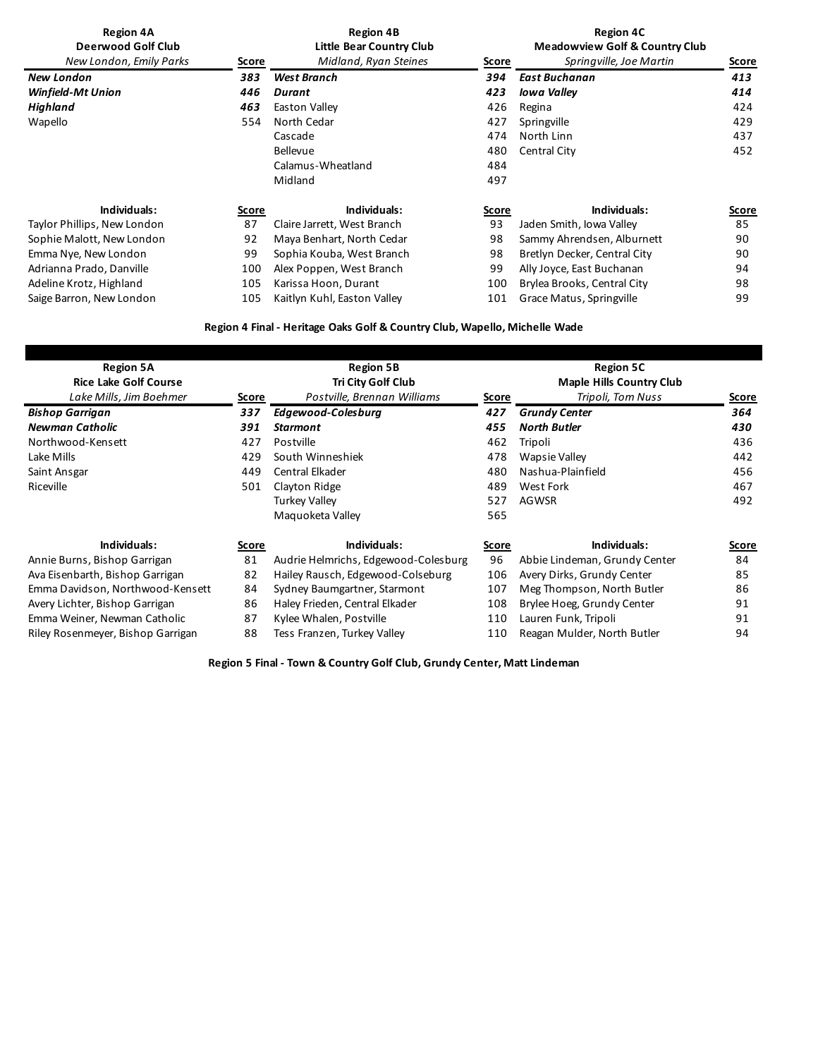## Region 4A

**Deerwood Golf Club**

*New London, Emily Parks*

| Team | Score |
| --- | --- |
| ***New London*** | ***383*** |
| ***Winfield-Mt Union*** | ***446*** |
| ***Highland*** | ***463*** |
| Wapello | 554 |

| Individuals: | Score |
| --- | --- |
| Taylor Phillips, New London | 87 |
| Sophie Malott, New London | 92 |
| Emma Nye, New London | 99 |
| Adrianna Prado, Danville | 100 |
| Adeline Krotz, Highland | 105 |
| Saige Barron, New London | 105 |

## Region 4B

**Little Bear Country Club**

*Midland, Ryan Steines*

| Team | Score |
| --- | --- |
| ***West Branch*** | ***394*** |
| ***Durant*** | ***423*** |
| Easton Valley | 426 |
| North Cedar | 427 |
| Cascade | 474 |
| Bellevue | 480 |
| Calamus-Wheatland | 484 |
| Midland | 497 |

| Individuals: | Score |
| --- | --- |
| Claire Jarrett, West Branch | 93 |
| Maya Benhart, North Cedar | 98 |
| Sophia Kouba, West Branch | 98 |
| Alex Poppen, West Branch | 99 |
| Karissa Hoon, Durant | 100 |
| Kaitlyn Kuhl, Easton Valley | 101 |

## Region 4C

**Meadowview Golf & Country Club**

*Springville, Joe Martin*

| Team | Score |
| --- | --- |
| ***East Buchanan*** | ***413*** |
| ***Iowa Valley*** | ***414*** |
| Regina | 424 |
| Springville | 429 |
| North Linn | 437 |
| Central City | 452 |

| Individuals: | Score |
| --- | --- |
| Jaden Smith, Iowa Valley | 85 |
| Sammy Ahrendsen, Alburnett | 90 |
| Bretlyn Decker, Central City | 90 |
| Ally Joyce, East Buchanan | 94 |
| Brylea Brooks, Central City | 98 |
| Grace Matus, Springville | 99 |

**Region 4 Final - Heritage Oaks Golf & Country Club, Wapello, Michelle Wade**

## Region 5A

**Rice Lake Golf Course**

*Lake Mills, Jim Boehmer*

| Team | Score |
| --- | --- |
| ***Bishop Garrigan*** | ***337*** |
| ***Newman Catholic*** | ***391*** |
| Northwood-Kensett | 427 |
| Lake Mills | 429 |
| Saint Ansgar | 449 |
| Riceville | 501 |

| Individuals: | Score |
| --- | --- |
| Annie Burns, Bishop Garrigan | 81 |
| Ava Eisenbarth, Bishop Garrigan | 82 |
| Emma Davidson, Northwood-Kensett | 84 |
| Avery Lichter, Bishop Garrigan | 86 |
| Emma Weiner, Newman Catholic | 87 |
| Riley Rosenmeyer, Bishop Garrigan | 88 |

## Region 5B

**Tri City Golf Club**

*Postville, Brennan Williams*

| Team | Score |
| --- | --- |
| ***Edgewood-Colesburg*** | ***427*** |
| ***Starmont*** | ***455*** |
| Postville | 462 |
| South Winneshiek | 478 |
| Central Elkader | 480 |
| Clayton Ridge | 489 |
| Turkey Valley | 527 |
| Maquoketa Valley | 565 |

| Individuals: | Score |
| --- | --- |
| Audrie Helmrichs, Edgewood-Colesburg | 96 |
| Hailey Rausch, Edgewood-Colseburg | 106 |
| Sydney Baumgartner, Starmont | 107 |
| Haley Frieden, Central Elkader | 108 |
| Kylee Whalen, Postville | 110 |
| Tess Franzen, Turkey Valley | 110 |

## Region 5C

**Maple Hills Country Club**

*Tripoli, Tom Nuss*

| Team | Score |
| --- | --- |
| ***Grundy Center*** | ***364*** |
| ***North Butler*** | ***430*** |
| Tripoli | 436 |
| Wapsie Valley | 442 |
| Nashua-Plainfield | 456 |
| West Fork | 467 |
| AGWSR | 492 |

| Individuals: | Score |
| --- | --- |
| Abbie Lindeman, Grundy Center | 84 |
| Avery Dirks, Grundy Center | 85 |
| Meg Thompson, North Butler | 86 |
| Brylee Hoeg, Grundy Center | 91 |
| Lauren Funk, Tripoli | 91 |
| Reagan Mulder, North Butler | 94 |

**Region 5 Final - Town & Country Golf Club, Grundy Center, Matt Lindeman**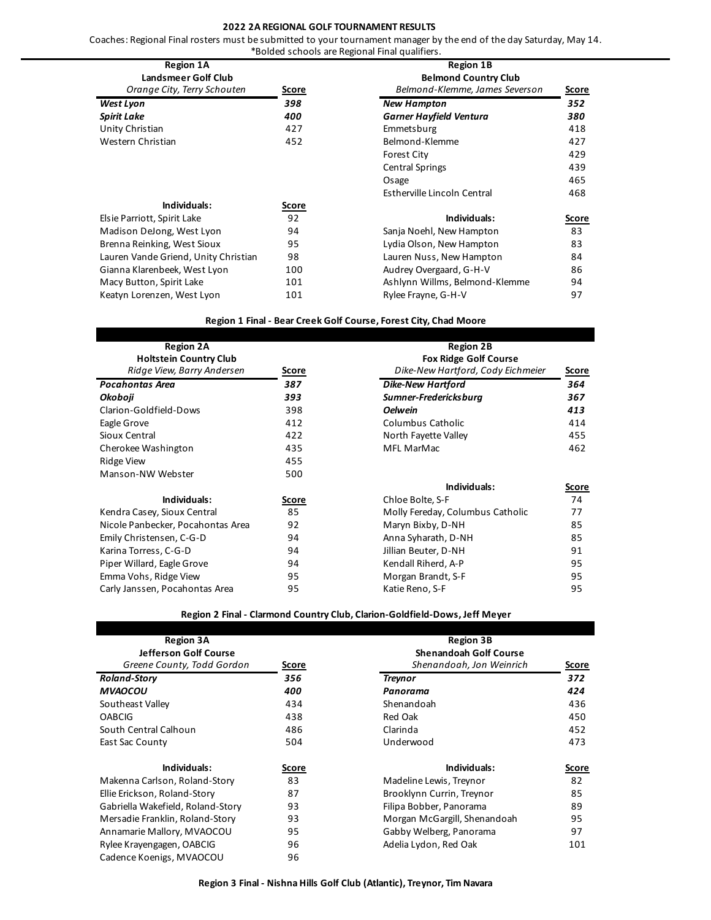# 2022 2A REGIONAL GOLF TOURNAMENT RESULTS

Coaches: Regional Final rosters must be submitted to your tournament manager by the end of the day Saturday, May 14.

*Bolded schools are Regional Final qualifiers.

## Region 1A

**Landsmeer Golf Club**

*Orange City, Terry Schouten*

| School | Score |
|---|---|
| ***West Lyon*** | ***398*** |
| ***Spirit Lake*** | ***400*** |
| Unity Christian | 427 |
| Western Christian | 452 |

| Individuals: | Score |
|---|---|
| Elsie Parriott, Spirit Lake | 92 |
| Madison DeJong, West Lyon | 94 |
| Brenna Reinking, West Sioux | 95 |
| Lauren Vande Griend, Unity Christian | 98 |
| Gianna Klarenbeek, West Lyon | 100 |
| Macy Button, Spirit Lake | 101 |
| Keatyn Lorenzen, West Lyon | 101 |

## Region 1B

**Belmond Country Club**

*Belmond-Klemme, James Severson*

| School | Score |
|---|---|
| ***New Hampton*** | ***352*** |
| ***Garner Hayfield Ventura*** | ***380*** |
| Emmetsburg | 418 |
| Belmond-Klemme | 427 |
| Forest City | 429 |
| Central Springs | 439 |
| Osage | 465 |
| Estherville Lincoln Central | 468 |

| Individuals: | Score |
|---|---|
| Sanja Noehl, New Hampton | 83 |
| Lydia Olson, New Hampton | 83 |
| Lauren Nuss, New Hampton | 84 |
| Audrey Overgaard, G-H-V | 86 |
| Ashlynn Willms, Belmond-Klemme | 94 |
| Rylee Frayne, G-H-V | 97 |

**Region 1 Final - Bear Creek Golf Course, Forest City, Chad Moore**

## Region 2A

**Holtstein Country Club**

*Ridge View, Barry Andersen*

| School | Score |
|---|---|
| ***Pocahontas Area*** | ***387*** |
| ***Okoboji*** | ***393*** |
| Clarion-Goldfield-Dows | 398 |
| Eagle Grove | 412 |
| Sioux Central | 422 |
| Cherokee Washington | 435 |
| Ridge View | 455 |
| Manson-NW Webster | 500 |

| Individuals: | Score |
|---|---|
| Kendra Casey, Sioux Central | 85 |
| Nicole Panbecker, Pocahontas Area | 92 |
| Emily Christensen, C-G-D | 94 |
| Karina Torress, C-G-D | 94 |
| Piper Willard, Eagle Grove | 94 |
| Emma Vohs, Ridge View | 95 |
| Carly Janssen, Pocahontas Area | 95 |

## Region 2B

**Fox Ridge Golf Course**

*Dike-New Hartford, Cody Eichmeier*

| School | Score |
|---|---|
| ***Dike-New Hartford*** | ***364*** |
| ***Sumner-Fredericksburg*** | ***367*** |
| ***Oelwein*** | ***413*** |
| Columbus Catholic | 414 |
| North Fayette Valley | 455 |
| MFL MarMac | 462 |

| Individuals: | Score |
|---|---|
| Chloe Bolte, S-F | 74 |
| Molly Fereday, Columbus Catholic | 77 |
| Maryn Bixby, D-NH | 85 |
| Anna Syharath, D-NH | 85 |
| Jillian Beuter, D-NH | 91 |
| Kendall Riherd, A-P | 95 |
| Morgan Brandt, S-F | 95 |
| Katie Reno, S-F | 95 |

**Region 2 Final - Clarmond Country Club, Clarion-Goldfield-Dows, Jeff Meyer**

## Region 3A

**Jefferson Golf Course**

*Greene County, Todd Gordon*

| School | Score |
|---|---|
| ***Roland-Story*** | ***356*** |
| ***MVAOCOU*** | ***400*** |
| Southeast Valley | 434 |
| OABCIG | 438 |
| South Central Calhoun | 486 |
| East Sac County | 504 |

| Individuals: | Score |
|---|---|
| Makenna Carlson, Roland-Story | 83 |
| Ellie Erickson, Roland-Story | 87 |
| Gabriella Wakefield, Roland-Story | 93 |
| Mersadie Franklin, Roland-Story | 93 |
| Annamarie Mallory, MVAOCOU | 95 |
| Rylee Krayengagen, OABCIG | 96 |
| Cadence Koenigs, MVAOCOU | 96 |

## Region 3B

**Shenandoah Golf Course**

*Shenandoah, Jon Weinrich*

| School | Score |
|---|---|
| ***Treynor*** | ***372*** |
| ***Panorama*** | ***424*** |
| Shenandoah | 436 |
| Red Oak | 450 |
| Clarinda | 452 |
| Underwood | 473 |

| Individuals: | Score |
|---|---|
| Madeline Lewis, Treynor | 82 |
| Brooklynn Currin, Treynor | 85 |
| Filipa Bobber, Panorama | 89 |
| Morgan McGargill, Shenandoah | 95 |
| Gabby Welberg, Panorama | 97 |
| Adelia Lydon, Red Oak | 101 |

**Region 3 Final - Nishna Hills Golf Club (Atlantic), Treynor, Tim Navara**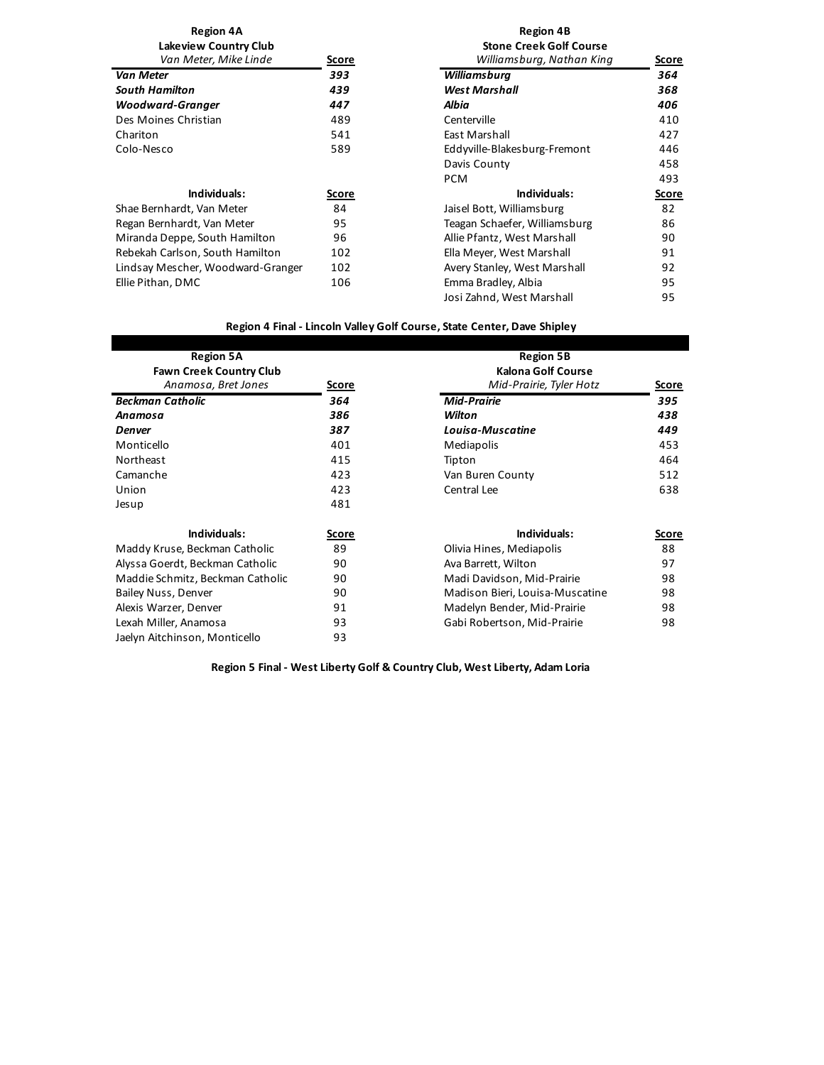### Region 4A

**Lakeview Country Club**

| *Van Meter, Mike Linde* | Score |
|---|---|
| ***Van Meter*** | ***393*** |
| ***South Hamilton*** | ***439*** |
| ***Woodward-Granger*** | ***447*** |
| Des Moines Christian | 489 |
| Chariton | 541 |
| Colo-Nesco | 589 |

| Individuals: | Score |
|---|---|
| Shae Bernhardt, Van Meter | 84 |
| Regan Bernhardt, Van Meter | 95 |
| Miranda Deppe, South Hamilton | 96 |
| Rebekah Carlson, South Hamilton | 102 |
| Lindsay Mescher, Woodward-Granger | 102 |
| Ellie Pithan, DMC | 106 |

### Region 4B

**Stone Creek Golf Course**

| *Williamsburg, Nathan King* | Score |
|---|---|
| ***Williamsburg*** | ***364*** |
| ***West Marshall*** | ***368*** |
| ***Albia*** | ***406*** |
| Centerville | 410 |
| East Marshall | 427 |
| Eddyville-Blakesburg-Fremont | 446 |
| Davis County | 458 |
| PCM | 493 |

| Individuals: | Score |
|---|---|
| Jaisel Bott, Williamsburg | 82 |
| Teagan Schaefer, Williamsburg | 86 |
| Allie Pfantz, West Marshall | 90 |
| Ella Meyer, West Marshall | 91 |
| Avery Stanley, West Marshall | 92 |
| Emma Bradley, Albia | 95 |
| Josi Zahnd, West Marshall | 95 |

**Region 4 Final - Lincoln Valley Golf Course, State Center, Dave Shipley**

### Region 5A

**Fawn Creek Country Club**

| *Anamosa, Bret Jones* | Score |
|---|---|
| ***Beckman Catholic*** | ***364*** |
| ***Anamosa*** | ***386*** |
| ***Denver*** | ***387*** |
| Monticello | 401 |
| Northeast | 415 |
| Camanche | 423 |
| Union | 423 |
| Jesup | 481 |

| Individuals: | Score |
|---|---|
| Maddy Kruse, Beckman Catholic | 89 |
| Alyssa Goerdt, Beckman Catholic | 90 |
| Maddie Schmitz, Beckman Catholic | 90 |
| Bailey Nuss, Denver | 90 |
| Alexis Warzer, Denver | 91 |
| Lexah Miller, Anamosa | 93 |
| Jaelyn Aitchinson, Monticello | 93 |

### Region 5B

**Kalona Golf Course**

| *Mid-Prairie, Tyler Hotz* | Score |
|---|---|
| ***Mid-Prairie*** | ***395*** |
| ***Wilton*** | ***438*** |
| ***Louisa-Muscatine*** | ***449*** |
| Mediapolis | 453 |
| Tipton | 464 |
| Van Buren County | 512 |
| Central Lee | 638 |

| Individuals: | Score |
|---|---|
| Olivia Hines, Mediapolis | 88 |
| Ava Barrett, Wilton | 97 |
| Madi Davidson, Mid-Prairie | 98 |
| Madison Bieri, Louisa-Muscatine | 98 |
| Madelyn Bender, Mid-Prairie | 98 |
| Gabi Robertson, Mid-Prairie | 98 |

**Region 5 Final - West Liberty Golf & Country Club, West Liberty, Adam Loria**